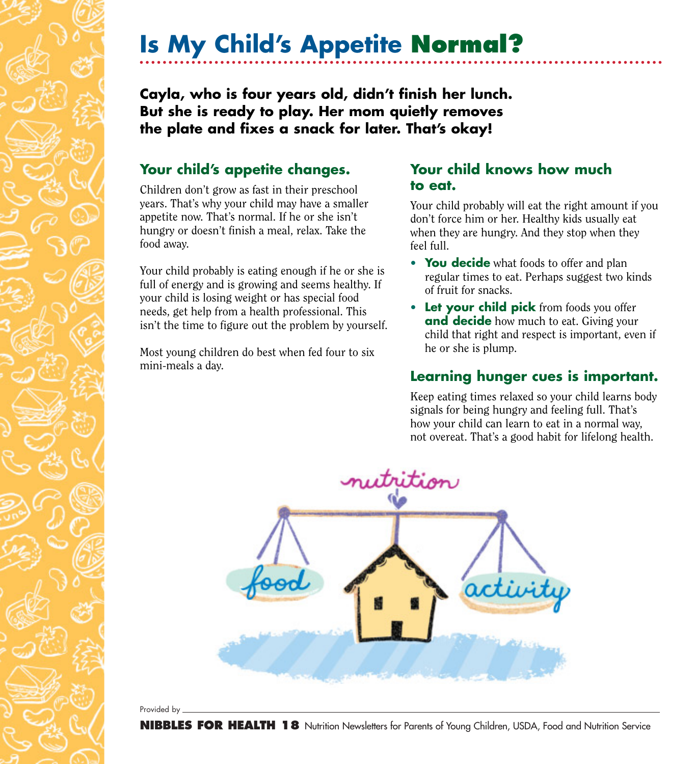# Is My Child's Appetite Normal?

**Cayla, who is four years old, didn't finish her lunch. But she is ready to play. Her mom quietly removes the plate and fixes a snack for later. That's okay!**

## Your child's appetite changes.

Children don't grow as fast in their preschool years. That's why your child may have a smaller appetite now. That's normal. If he or she isn't hungry or doesn't finish a meal, relax. Take the food away.

Your child probably is eating enough if he or she is full of energy and is growing and seems healthy. If your child is losing weight or has special food needs, get help from a health professional. This isn't the time to figure out the problem by yourself.

Most young children do best when fed four to six mini-meals a day.

## Your child knows how much to eat.

Your child probably will eat the right amount if you don't force him or her. Healthy kids usually eat when they are hungry. And they stop when they feel full.

- **You decide** what foods to offer and plan regular times to eat. Perhaps suggest two kinds of fruit for snacks.
- **Let your child pick** from foods you offer **and decide** how much to eat. Giving your child that right and respect is important, even if he or she is plump.

## Learning hunger cues is important.

Keep eating times relaxed so your child learns body signals for being hungry and feeling full. That's how your child can learn to eat in a normal way, not overeat. That's a good habit for lifelong health.

Provided by

**NIBBLES FOR HEALTH 18** Nutrition Newsletters for Parents of Young Children, USDA, Food and Nutrition Service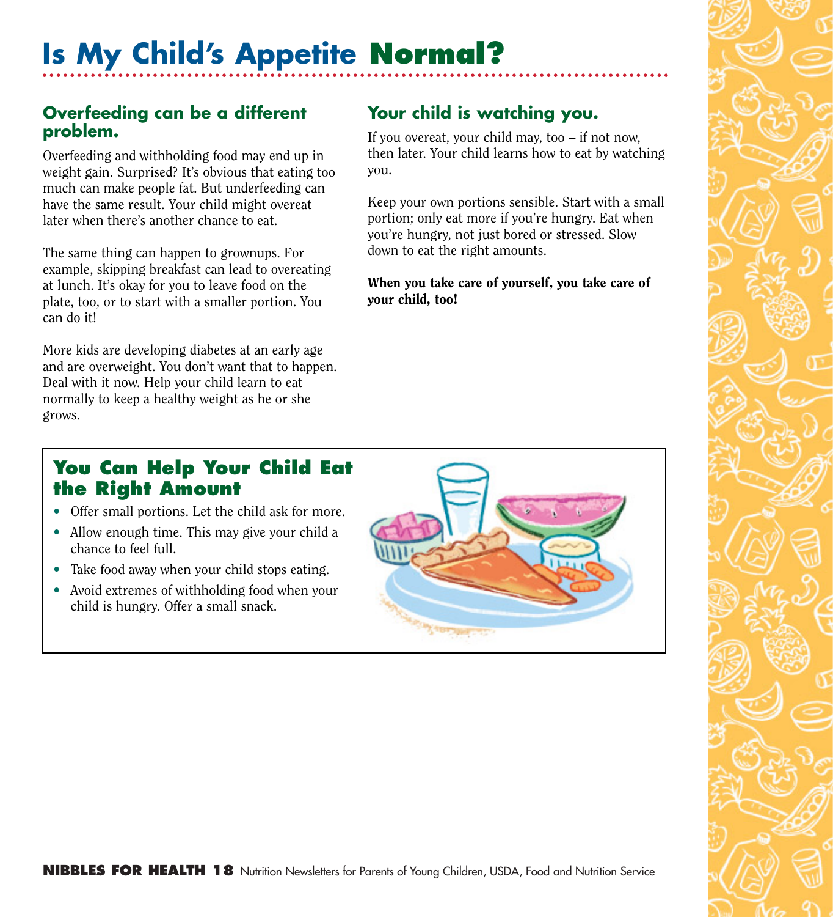# Is My Child's Appetite Normal?

## Overfeeding can be a different problem.

Overfeeding and withholding food may end up in weight gain. Surprised? It's obvious that eating too much can make people fat. But underfeeding can have the same result. Your child might overeat later when there's another chance to eat.

The same thing can happen to grownups. For example, skipping breakfast can lead to overeating at lunch. It's okay for you to leave food on the plate, too, or to start with a smaller portion. You can do it!

More kids are developing diabetes at an early age and are overweight. You don't want that to happen. Deal with it now. Help your child learn to eat normally to keep a healthy weight as he or she grows.

## Your child is watching you.

If you overeat, your child may, too – if not now, then later. Your child learns how to eat by watching you.

Keep your own portions sensible. Start with a small portion; only eat more if you're hungry. Eat when you're hungry, not just bored or stressed. Slow down to eat the right amounts.

**When you take care of yourself, you take care of your child, too!**

## You Can Help Your Child Eat the Right Amount

- Offer small portions. Let the child ask for more.
- Allow enough time. This may give your child a chance to feel full.
- Take food away when your child stops eating.
- Avoid extremes of withholding food when your child is hungry. Offer a small snack.

**NIBBLES FOR HEALTH 18** Nutrition Newsletters for Parents of Young Children, USDA, Food and Nutrition Service